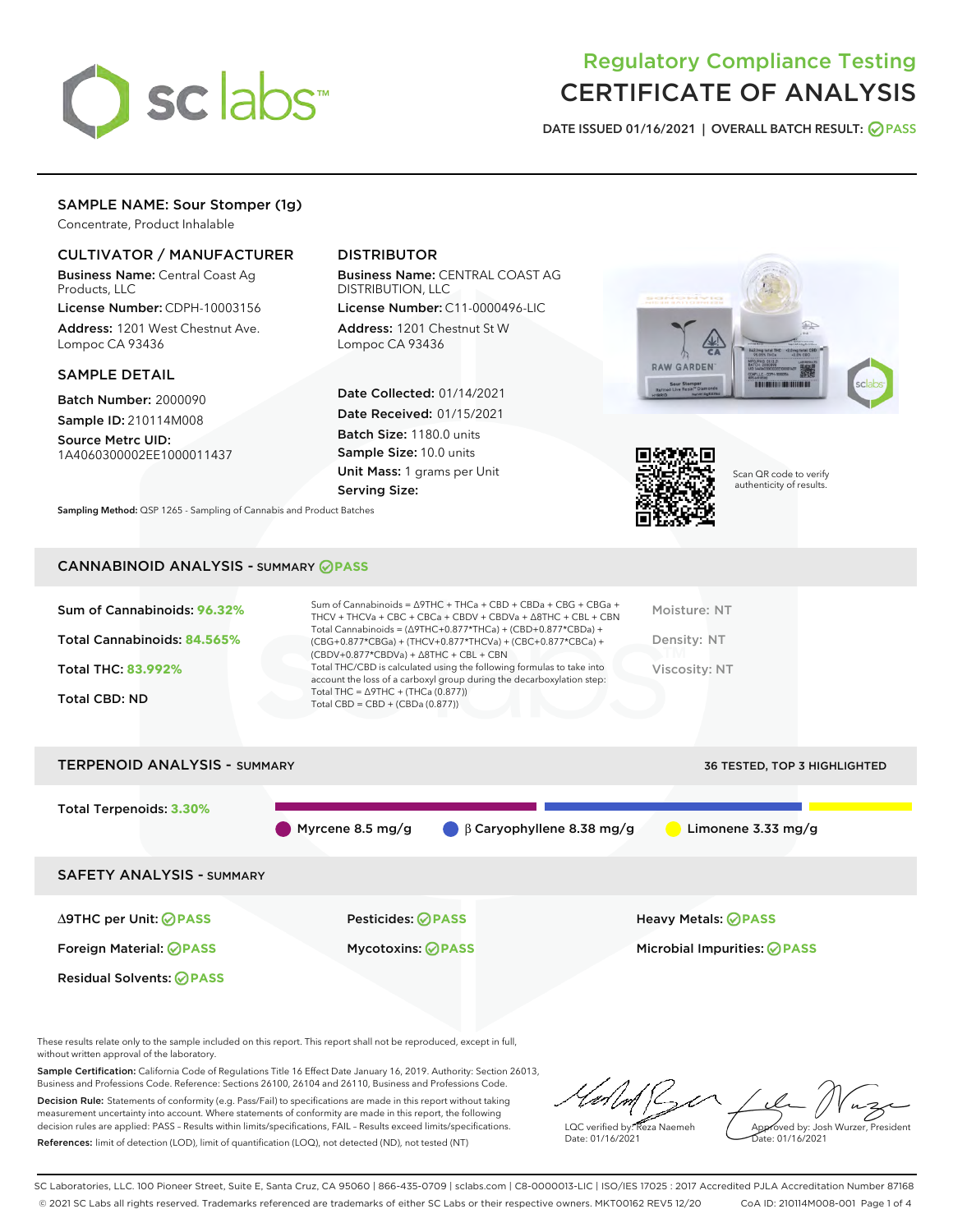# Regulatory Compliance Testing
# CERTIFICATE OF ANALYSIS

DATE ISSUED 01/16/2021 | OVERALL BATCH RESULT: PASS

## SAMPLE NAME: Sour Stomper (1g)

Concentrate, Product Inhalable

### CULTIVATOR / MANUFACTURER

**Business Name:** Central Coast Ag Products, LLC

**License Number:** CDPH-10003156

**Address:** 1201 West Chestnut Ave. Lompoc CA 93436

### DISTRIBUTOR

**Business Name:** CENTRAL COAST AG DISTRIBUTION, LLC

**License Number:** C11-0000496-LIC

**Address:** 1201 Chestnut St W Lompoc CA 93436

### SAMPLE DETAIL

**Batch Number:** 2000090

**Sample ID:** 210114M008

**Source Metrc UID:** 1A4060300002EE1000011437

**Date Collected:** 01/14/2021

**Date Received:** 01/15/2021

**Batch Size:** 1180.0 units

**Sample Size:** 10.0 units

**Unit Mass:** 1 grams per Unit

**Serving Size:**

Scan QR code to verify authenticity of results.

**Sampling Method:** QSP 1265 - Sampling of Cannabis and Product Batches

## CANNABINOID ANALYSIS - SUMMARY PASS

**Sum of Cannabinoids:** 96.32%

**Total Cannabinoids:** 84.565%

**Total THC:** 83.992%

**Total CBD:** ND

Sum of Cannabinoids = Δ9THC + THCa + CBD + CBDa + CBG + CBGa + THCV + THCVa + CBC + CBCa + CBDV + CBDVa + Δ8THC + CBL + CBN

Total Cannabinoids = (Δ9THC+0.877*THCa) + (CBD+0.877*CBDa) + (CBG+0.877*CBGa) + (THCV+0.877*THCVa) + (CBC+0.877*CBCa) + (CBDV+0.877*CBDVa) + Δ8THC + CBL + CBN

Total THC/CBD is calculated using the following formulas to take into account the loss of a carboxyl group during the decarboxylation step:

Total THC = Δ9THC + (THCa (0.877))

Total CBD = CBD + (CBDa (0.877))

Moisture: NT

Density: NT

Viscosity: NT

## TERPENOID ANALYSIS - SUMMARY

36 TESTED, TOP 3 HIGHLIGHTED

**Total Terpenoids:** 3.30%

Myrcene 8.5 mg/g | β Caryophyllene 8.38 mg/g | Limonene 3.33 mg/g

## SAFETY ANALYSIS - SUMMARY

| | | |
|---|---|---|
| Δ9THC per Unit: PASS | Pesticides: PASS | Heavy Metals: PASS |
| Foreign Material: PASS | Mycotoxins: PASS | Microbial Impurities: PASS |
| Residual Solvents: PASS | | |

These results relate only to the sample included on this report. This report shall not be reproduced, except in full, without written approval of the laboratory.

**Sample Certification:** California Code of Regulations Title 16 Effect Date January 16, 2019. Authority: Section 26013, Business and Professions Code. Reference: Sections 26100, 26104 and 26110, Business and Professions Code.

**Decision Rule:** Statements of conformity (e.g. Pass/Fail) to specifications are made in this report without taking measurement uncertainty into account. Where statements of conformity are made in this report, the following decision rules are applied: PASS – Results within limits/specifications, FAIL – Results exceed limits/specifications.

**References:** limit of detection (LOD), limit of quantification (LOQ), not detected (ND), not tested (NT)

LQC verified by: Reza Naemeh
Date: 01/16/2021

Approved by: Josh Wurzer, President
Date: 01/16/2021

SC Laboratories, LLC. 100 Pioneer Street, Suite E, Santa Cruz, CA 95060 | 866-435-0709 | sclabs.com | C8-0000013-LIC | ISO/IES 17025 : 2017 Accredited PJLA Accreditation Number 87168
© 2021 SC Labs all rights reserved. Trademarks referenced are trademarks of either SC Labs or their respective owners. MKT00162 REV5 12/20 CoA ID: 210114M008-001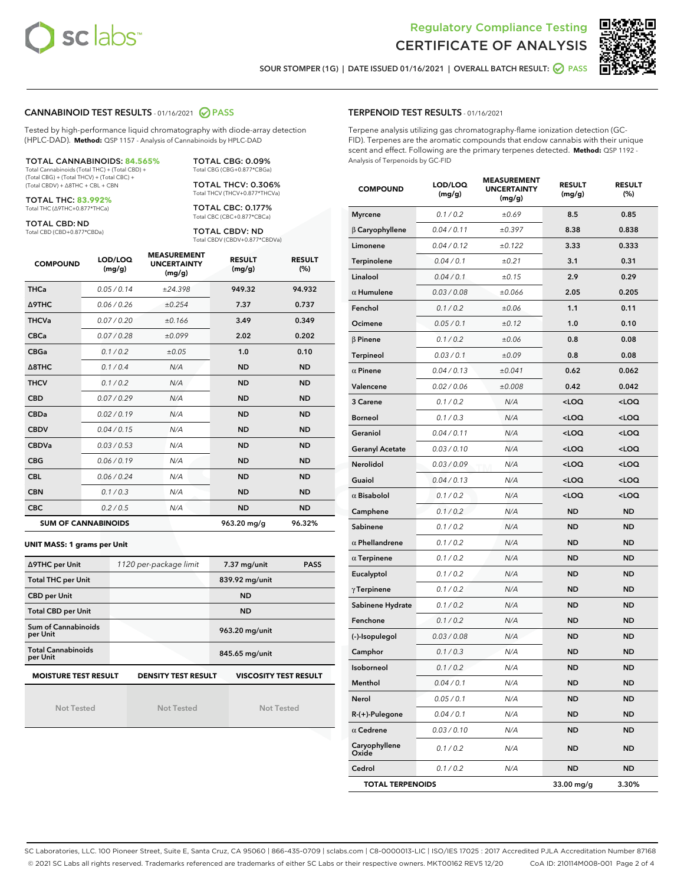Regulatory Compliance Testing
# CERTIFICATE OF ANALYSIS

SOUR STOMPER (1G) | DATE ISSUED 01/16/2021 | OVERALL BATCH RESULT: PASS

## CANNABINOID TEST RESULTS - 01/16/2021 PASS

Tested by high-performance liquid chromatography with diode-array detection (HPLC-DAD). **Method:** QSP 1157 - Analysis of Cannabinoids by HPLC-DAD

**TOTAL CANNABINOIDS: 84.565%**
Total Cannabinoids (Total THC) + (Total CBD) + (Total CBG) + (Total THCV) + (Total CBC) + (Total CBDV) + Δ8THC + CBL + CBN

**TOTAL THC: 83.992%**
Total THC (Δ9THC+0.877*THCa)

**TOTAL CBD: ND**
Total CBD (CBD+0.877*CBDa)

**TOTAL CBG: 0.09%**
Total CBG (CBG+0.877*CBGa)

**TOTAL THCV: 0.306%**
Total THCV (THCV+0.877*THCVa)

**TOTAL CBC: 0.177%**
Total CBC (CBC+0.877*CBCa)

**TOTAL CBDV: ND**
Total CBDV (CBDV+0.877*CBDVa)

| COMPOUND | LOD/LOQ (mg/g) | MEASUREMENT UNCERTAINTY (mg/g) | RESULT (mg/g) | RESULT (%) |
|---|---|---|---|---|
| THCa | 0.05 / 0.14 | ±24.398 | 949.32 | 94.932 |
| Δ9THC | 0.06 / 0.26 | ±0.254 | 7.37 | 0.737 |
| THCVa | 0.07 / 0.20 | ±0.166 | 3.49 | 0.349 |
| CBCa | 0.07 / 0.28 | ±0.099 | 2.02 | 0.202 |
| CBGa | 0.1 / 0.2 | ±0.05 | 1.0 | 0.10 |
| Δ8THC | 0.1 / 0.4 | N/A | ND | ND |
| THCV | 0.1 / 0.2 | N/A | ND | ND |
| CBD | 0.07 / 0.29 | N/A | ND | ND |
| CBDa | 0.02 / 0.19 | N/A | ND | ND |
| CBDV | 0.04 / 0.15 | N/A | ND | ND |
| CBDVa | 0.03 / 0.53 | N/A | ND | ND |
| CBG | 0.06 / 0.19 | N/A | ND | ND |
| CBL | 0.06 / 0.24 | N/A | ND | ND |
| CBN | 0.1 / 0.3 | N/A | ND | ND |
| CBC | 0.2 / 0.5 | N/A | ND | ND |
| **SUM OF CANNABINOIDS** | | | 963.20 mg/g | 96.32% |

**UNIT MASS: 1 grams per Unit**

| | | | |
|---|---|---|---|
| Δ9THC per Unit | 1120 per-package limit | 7.37 mg/unit | PASS |
| Total THC per Unit | | 839.92 mg/unit | |
| CBD per Unit | | ND | |
| Total CBD per Unit | | ND | |
| Sum of Cannabinoids per Unit | | 963.20 mg/unit | |
| Total Cannabinoids per Unit | | 845.65 mg/unit | |

| MOISTURE TEST RESULT | DENSITY TEST RESULT | VISCOSITY TEST RESULT |
|---|---|---|
| Not Tested | Not Tested | Not Tested |

## TERPENOID TEST RESULTS - 01/16/2021

Terpene analysis utilizing gas chromatography-flame ionization detection (GC-FID). Terpenes are the aromatic compounds that endow cannabis with their unique scent and effect. Following are the primary terpenes detected. **Method:** QSP 1192 - Analysis of Terpenoids by GC-FID

| COMPOUND | LOD/LOQ (mg/g) | MEASUREMENT UNCERTAINTY (mg/g) | RESULT (mg/g) | RESULT (%) |
|---|---|---|---|---|
| Myrcene | 0.1 / 0.2 | ±0.69 | 8.5 | 0.85 |
| β Caryophyllene | 0.04 / 0.11 | ±0.397 | 8.38 | 0.838 |
| Limonene | 0.04 / 0.12 | ±0.122 | 3.33 | 0.333 |
| Terpinolene | 0.04 / 0.1 | ±0.21 | 3.1 | 0.31 |
| Linalool | 0.04 / 0.1 | ±0.15 | 2.9 | 0.29 |
| α Humulene | 0.03 / 0.08 | ±0.066 | 2.05 | 0.205 |
| Fenchol | 0.1 / 0.2 | ±0.06 | 1.1 | 0.11 |
| Ocimene | 0.05 / 0.1 | ±0.12 | 1.0 | 0.10 |
| β Pinene | 0.1 / 0.2 | ±0.06 | 0.8 | 0.08 |
| Terpineol | 0.03 / 0.1 | ±0.09 | 0.8 | 0.08 |
| α Pinene | 0.04 / 0.13 | ±0.041 | 0.62 | 0.062 |
| Valencene | 0.02 / 0.06 | ±0.008 | 0.42 | 0.042 |
| 3 Carene | 0.1 / 0.2 | N/A | <LOQ | <LOQ |
| Borneol | 0.1 / 0.3 | N/A | <LOQ | <LOQ |
| Geraniol | 0.04 / 0.11 | N/A | <LOQ | <LOQ |
| Geranyl Acetate | 0.03 / 0.10 | N/A | <LOQ | <LOQ |
| Nerolidol | 0.03 / 0.09 | N/A | <LOQ | <LOQ |
| Guaiol | 0.04 / 0.13 | N/A | <LOQ | <LOQ |
| α Bisabolol | 0.1 / 0.2 | N/A | <LOQ | <LOQ |
| Camphene | 0.1 / 0.2 | N/A | ND | ND |
| Sabinene | 0.1 / 0.2 | N/A | ND | ND |
| α Phellandrene | 0.1 / 0.2 | N/A | ND | ND |
| α Terpinene | 0.1 / 0.2 | N/A | ND | ND |
| Eucalyptol | 0.1 / 0.2 | N/A | ND | ND |
| γ Terpinene | 0.1 / 0.2 | N/A | ND | ND |
| Sabinene Hydrate | 0.1 / 0.2 | N/A | ND | ND |
| Fenchone | 0.1 / 0.2 | N/A | ND | ND |
| (-)-Isopulegol | 0.03 / 0.08 | N/A | ND | ND |
| Camphor | 0.1 / 0.3 | N/A | ND | ND |
| Isoborneol | 0.1 / 0.2 | N/A | ND | ND |
| Menthol | 0.04 / 0.1 | N/A | ND | ND |
| Nerol | 0.05 / 0.1 | N/A | ND | ND |
| R-(+)-Pulegone | 0.04 / 0.1 | N/A | ND | ND |
| α Cedrene | 0.03 / 0.10 | N/A | ND | ND |
| Caryophyllene Oxide | 0.1 / 0.2 | N/A | ND | ND |
| Cedrol | 0.1 / 0.2 | N/A | ND | ND |
| **TOTAL TERPENOIDS** | | | 33.00 mg/g | 3.30% |

SC Laboratories, LLC. 100 Pioneer Street, Suite E, Santa Cruz, CA 95060 | 866-435-0709 | sclabs.com | C8-0000013-LIC | ISO/IES 17025 : 2017 Accredited PJLA Accreditation Number 87168
© 2021 SC Labs all rights reserved. Trademarks referenced are trademarks of either SC Labs or their respective owners. MKT00162 REV5 12/20 CoA ID: 210114M008-001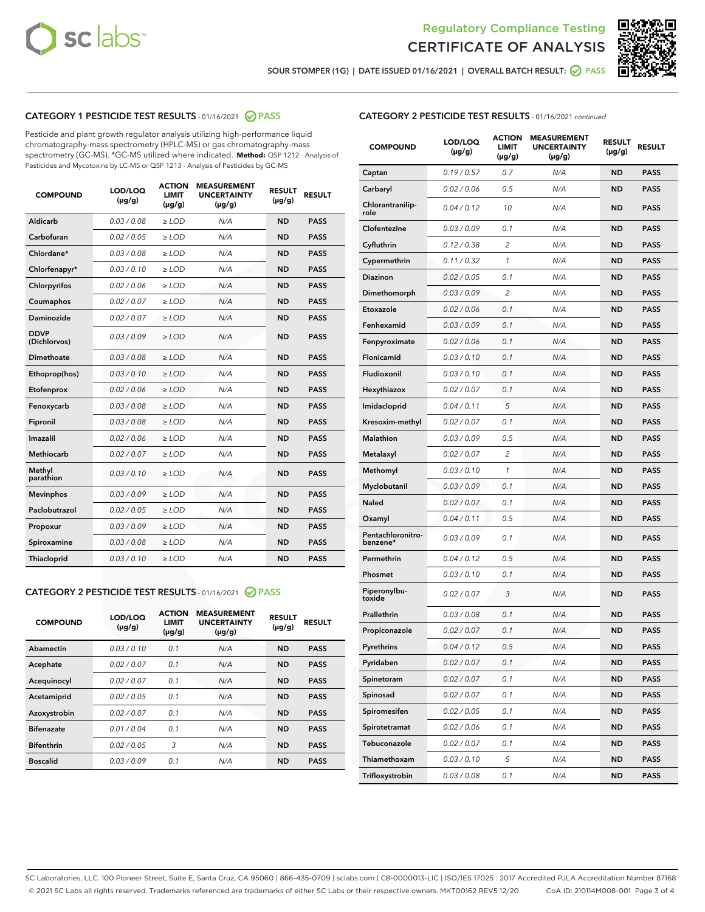## Regulatory Compliance Testing
# CERTIFICATE OF ANALYSIS

SOUR STOMPER (1G) | DATE ISSUED 01/16/2021 | OVERALL BATCH RESULT: PASS

### CATEGORY 1 PESTICIDE TEST RESULTS - 01/16/2021 PASS

Pesticide and plant growth regulator analysis utilizing high-performance liquid chromatography-mass spectrometry (HPLC-MS) or gas chromatography-mass spectrometry (GC-MS). *GC-MS utilized where indicated. **Method:** QSP 1212 - Analysis of Pesticides and Mycotoxins by LC-MS or QSP 1213 - Analysis of Pesticides by GC-MS

| COMPOUND | LOD/LOQ (µg/g) | ACTION LIMIT (µg/g) | MEASUREMENT UNCERTAINTY (µg/g) | RESULT (µg/g) | RESULT |
|---|---|---|---|---|---|
| Aldicarb | 0.03 / 0.08 | ≥ LOD | N/A | ND | PASS |
| Carbofuran | 0.02 / 0.05 | ≥ LOD | N/A | ND | PASS |
| Chlordane* | 0.03 / 0.08 | ≥ LOD | N/A | ND | PASS |
| Chlorfenapyr* | 0.03 / 0.10 | ≥ LOD | N/A | ND | PASS |
| Chlorpyrifos | 0.02 / 0.06 | ≥ LOD | N/A | ND | PASS |
| Coumaphos | 0.02 / 0.07 | ≥ LOD | N/A | ND | PASS |
| Daminozide | 0.02 / 0.07 | ≥ LOD | N/A | ND | PASS |
| DDVP (Dichlorvos) | 0.03 / 0.09 | ≥ LOD | N/A | ND | PASS |
| Dimethoate | 0.03 / 0.08 | ≥ LOD | N/A | ND | PASS |
| Ethoprop(hos) | 0.03 / 0.10 | ≥ LOD | N/A | ND | PASS |
| Etofenprox | 0.02 / 0.06 | ≥ LOD | N/A | ND | PASS |
| Fenoxycarb | 0.03 / 0.08 | ≥ LOD | N/A | ND | PASS |
| Fipronil | 0.03 / 0.08 | ≥ LOD | N/A | ND | PASS |
| Imazalil | 0.02 / 0.06 | ≥ LOD | N/A | ND | PASS |
| Methiocarb | 0.02 / 0.07 | ≥ LOD | N/A | ND | PASS |
| Methyl parathion | 0.03 / 0.10 | ≥ LOD | N/A | ND | PASS |
| Mevinphos | 0.03 / 0.09 | ≥ LOD | N/A | ND | PASS |
| Paclobutrazol | 0.02 / 0.05 | ≥ LOD | N/A | ND | PASS |
| Propoxur | 0.03 / 0.09 | ≥ LOD | N/A | ND | PASS |
| Spiroxamine | 0.03 / 0.08 | ≥ LOD | N/A | ND | PASS |
| Thiacloprid | 0.03 / 0.10 | ≥ LOD | N/A | ND | PASS |

### CATEGORY 2 PESTICIDE TEST RESULTS - 01/16/2021 PASS

| COMPOUND | LOD/LOQ (µg/g) | ACTION LIMIT (µg/g) | MEASUREMENT UNCERTAINTY (µg/g) | RESULT (µg/g) | RESULT |
|---|---|---|---|---|---|
| Abamectin | 0.03 / 0.10 | 0.1 | N/A | ND | PASS |
| Acephate | 0.02 / 0.07 | 0.1 | N/A | ND | PASS |
| Acequinocyl | 0.02 / 0.07 | 0.1 | N/A | ND | PASS |
| Acetamiprid | 0.02 / 0.05 | 0.1 | N/A | ND | PASS |
| Azoxystrobin | 0.02 / 0.07 | 0.1 | N/A | ND | PASS |
| Bifenazate | 0.01 / 0.04 | 0.1 | N/A | ND | PASS |
| Bifenthrin | 0.02 / 0.05 | 3 | N/A | ND | PASS |
| Boscalid | 0.03 / 0.09 | 0.1 | N/A | ND | PASS |
| Captan | 0.19 / 0.57 | 0.7 | N/A | ND | PASS |
| Carbaryl | 0.02 / 0.06 | 0.5 | N/A | ND | PASS |
| Chlorantraniliprole | 0.04 / 0.12 | 10 | N/A | ND | PASS |
| Clofentezine | 0.03 / 0.09 | 0.1 | N/A | ND | PASS |
| Cyfluthrin | 0.12 / 0.38 | 2 | N/A | ND | PASS |
| Cypermethrin | 0.11 / 0.32 | 1 | N/A | ND | PASS |
| Diazinon | 0.02 / 0.05 | 0.1 | N/A | ND | PASS |
| Dimethomorph | 0.03 / 0.09 | 2 | N/A | ND | PASS |
| Etoxazole | 0.02 / 0.06 | 0.1 | N/A | ND | PASS |
| Fenhexamid | 0.03 / 0.09 | 0.1 | N/A | ND | PASS |
| Fenpyroximate | 0.02 / 0.06 | 0.1 | N/A | ND | PASS |
| Flonicamid | 0.03 / 0.10 | 0.1 | N/A | ND | PASS |
| Fludioxonil | 0.03 / 0.10 | 0.1 | N/A | ND | PASS |
| Hexythiazox | 0.02 / 0.07 | 0.1 | N/A | ND | PASS |
| Imidacloprid | 0.04 / 0.11 | 5 | N/A | ND | PASS |
| Kresoxim-methyl | 0.02 / 0.07 | 0.1 | N/A | ND | PASS |
| Malathion | 0.03 / 0.09 | 0.5 | N/A | ND | PASS |
| Metalaxyl | 0.02 / 0.07 | 2 | N/A | ND | PASS |
| Methomyl | 0.03 / 0.10 | 1 | N/A | ND | PASS |
| Myclobutanil | 0.03 / 0.09 | 0.1 | N/A | ND | PASS |
| Naled | 0.02 / 0.07 | 0.1 | N/A | ND | PASS |
| Oxamyl | 0.04 / 0.11 | 0.5 | N/A | ND | PASS |
| Pentachloronitrobenzene* | 0.03 / 0.09 | 0.1 | N/A | ND | PASS |
| Permethrin | 0.04 / 0.12 | 0.5 | N/A | ND | PASS |
| Phosmet | 0.03 / 0.10 | 0.1 | N/A | ND | PASS |
| Piperonylbutoxide | 0.02 / 0.07 | 3 | N/A | ND | PASS |
| Prallethrin | 0.03 / 0.08 | 0.1 | N/A | ND | PASS |
| Propiconazole | 0.02 / 0.07 | 0.1 | N/A | ND | PASS |
| Pyrethrins | 0.04 / 0.12 | 0.5 | N/A | ND | PASS |
| Pyridaben | 0.02 / 0.07 | 0.1 | N/A | ND | PASS |
| Spinetoram | 0.02 / 0.07 | 0.1 | N/A | ND | PASS |
| Spinosad | 0.02 / 0.07 | 0.1 | N/A | ND | PASS |
| Spiromesifen | 0.02 / 0.05 | 0.1 | N/A | ND | PASS |
| Spirotetramat | 0.02 / 0.06 | 0.1 | N/A | ND | PASS |
| Tebuconazole | 0.02 / 0.07 | 0.1 | N/A | ND | PASS |
| Thiamethoxam | 0.03 / 0.10 | 5 | N/A | ND | PASS |
| Trifloxystrobin | 0.03 / 0.08 | 0.1 | N/A | ND | PASS |

SC Laboratories, LLC. 100 Pioneer Street, Suite E, Santa Cruz, CA 95060 | 866-435-0709 | sclabs.com | C8-0000013-LIC | ISO/IES 17025 : 2017 Accredited PJLA Accreditation Number 87168
© 2021 SC Labs all rights reserved. Trademarks referenced are trademarks of either SC Labs or their respective owners. MKT00162 REV5 12/20 CoA ID: 210114M008-001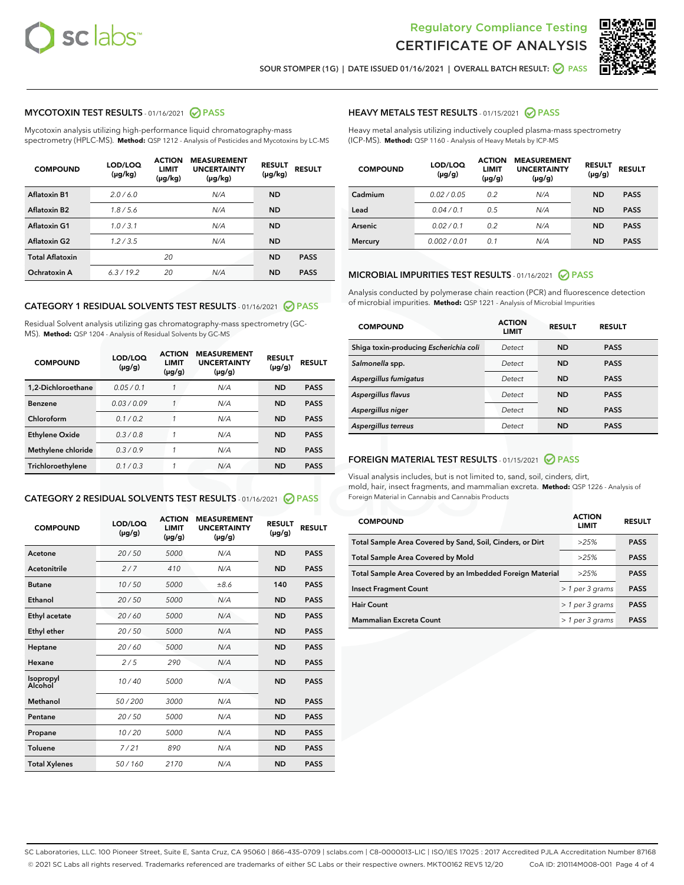Regulatory Compliance Testing
# CERTIFICATE OF ANALYSIS

SOUR STOMPER (1G) | DATE ISSUED 01/16/2021 | OVERALL BATCH RESULT: PASS

## MYCOTOXIN TEST RESULTS - 01/16/2021 PASS

Mycotoxin analysis utilizing high-performance liquid chromatography-mass spectrometry (HPLC-MS). **Method:** QSP 1212 - Analysis of Pesticides and Mycotoxins by LC-MS

| COMPOUND | LOD/LOQ (µg/kg) | ACTION LIMIT (µg/kg) | MEASUREMENT UNCERTAINTY (µg/kg) | RESULT (µg/kg) | RESULT |
|---|---|---|---|---|---|
| Aflatoxin B1 | 2.0 / 6.0 | | N/A | ND | |
| Aflatoxin B2 | 1.8 / 5.6 | | N/A | ND | |
| Aflatoxin G1 | 1.0 / 3.1 | | N/A | ND | |
| Aflatoxin G2 | 1.2 / 3.5 | | N/A | ND | |
| Total Aflatoxin | | 20 | | ND | PASS |
| Ochratoxin A | 6.3 / 19.2 | 20 | N/A | ND | PASS |

## CATEGORY 1 RESIDUAL SOLVENTS TEST RESULTS - 01/16/2021 PASS

Residual Solvent analysis utilizing gas chromatography-mass spectrometry (GC-MS). **Method:** QSP 1204 - Analysis of Residual Solvents by GC-MS

| COMPOUND | LOD/LOQ (µg/g) | ACTION LIMIT (µg/g) | MEASUREMENT UNCERTAINTY (µg/g) | RESULT (µg/g) | RESULT |
|---|---|---|---|---|---|
| 1,2-Dichloroethane | 0.05 / 0.1 | 1 | N/A | ND | PASS |
| Benzene | 0.03 / 0.09 | 1 | N/A | ND | PASS |
| Chloroform | 0.1 / 0.2 | 1 | N/A | ND | PASS |
| Ethylene Oxide | 0.3 / 0.8 | 1 | N/A | ND | PASS |
| Methylene chloride | 0.3 / 0.9 | 1 | N/A | ND | PASS |
| Trichloroethylene | 0.1 / 0.3 | 1 | N/A | ND | PASS |

## CATEGORY 2 RESIDUAL SOLVENTS TEST RESULTS - 01/16/2021 PASS

| COMPOUND | LOD/LOQ (µg/g) | ACTION LIMIT (µg/g) | MEASUREMENT UNCERTAINTY (µg/g) | RESULT (µg/g) | RESULT |
|---|---|---|---|---|---|
| Acetone | 20 / 50 | 5000 | N/A | ND | PASS |
| Acetonitrile | 2 / 7 | 410 | N/A | ND | PASS |
| Butane | 10 / 50 | 5000 | ±8.6 | 140 | PASS |
| Ethanol | 20 / 50 | 5000 | N/A | ND | PASS |
| Ethyl acetate | 20 / 60 | 5000 | N/A | ND | PASS |
| Ethyl ether | 20 / 50 | 5000 | N/A | ND | PASS |
| Heptane | 20 / 60 | 5000 | N/A | ND | PASS |
| Hexane | 2 / 5 | 290 | N/A | ND | PASS |
| Isopropyl Alcohol | 10 / 40 | 5000 | N/A | ND | PASS |
| Methanol | 50 / 200 | 3000 | N/A | ND | PASS |
| Pentane | 20 / 50 | 5000 | N/A | ND | PASS |
| Propane | 10 / 20 | 5000 | N/A | ND | PASS |
| Toluene | 7 / 21 | 890 | N/A | ND | PASS |
| Total Xylenes | 50 / 160 | 2170 | N/A | ND | PASS |

## HEAVY METALS TEST RESULTS - 01/15/2021 PASS

Heavy metal analysis utilizing inductively coupled plasma-mass spectrometry (ICP-MS). **Method:** QSP 1160 - Analysis of Heavy Metals by ICP-MS

| COMPOUND | LOD/LOQ (µg/g) | ACTION LIMIT (µg/g) | MEASUREMENT UNCERTAINTY (µg/g) | RESULT (µg/g) | RESULT |
|---|---|---|---|---|---|
| Cadmium | 0.02 / 0.05 | 0.2 | N/A | ND | PASS |
| Lead | 0.04 / 0.1 | 0.5 | N/A | ND | PASS |
| Arsenic | 0.02 / 0.1 | 0.2 | N/A | ND | PASS |
| Mercury | 0.002 / 0.01 | 0.1 | N/A | ND | PASS |

## MICROBIAL IMPURITIES TEST RESULTS - 01/16/2021 PASS

Analysis conducted by polymerase chain reaction (PCR) and fluorescence detection of microbial impurities. **Method:** QSP 1221 - Analysis of Microbial Impurities

| COMPOUND | ACTION LIMIT | RESULT | RESULT |
|---|---|---|---|
| Shiga toxin-producing *Escherichia coli* | Detect | ND | PASS |
| *Salmonella* spp. | Detect | ND | PASS |
| *Aspergillus fumigatus* | Detect | ND | PASS |
| *Aspergillus flavus* | Detect | ND | PASS |
| *Aspergillus niger* | Detect | ND | PASS |
| *Aspergillus terreus* | Detect | ND | PASS |

## FOREIGN MATERIAL TEST RESULTS - 01/15/2021 PASS

Visual analysis includes, but is not limited to, sand, soil, cinders, dirt, mold, hair, insect fragments, and mammalian excreta. **Method:** QSP 1226 - Analysis of Foreign Material in Cannabis and Cannabis Products

| COMPOUND | ACTION LIMIT | RESULT |
|---|---|---|
| Total Sample Area Covered by Sand, Soil, Cinders, or Dirt | >25% | PASS |
| Total Sample Area Covered by Mold | >25% | PASS |
| Total Sample Area Covered by an Imbedded Foreign Material | >25% | PASS |
| Insect Fragment Count | > 1 per 3 grams | PASS |
| Hair Count | > 1 per 3 grams | PASS |
| Mammalian Excreta Count | > 1 per 3 grams | PASS |

SC Laboratories, LLC. 100 Pioneer Street, Suite E, Santa Cruz, CA 95060 | 866-435-0709 | sclabs.com | C8-0000013-LIC | ISO/IES 17025 : 2017 Accredited PJLA Accreditation Number 87168
© 2021 SC Labs all rights reserved. Trademarks referenced are trademarks of either SC Labs or their respective owners. MKT00162 REV5 12/20 CoA ID: 210114M008-001